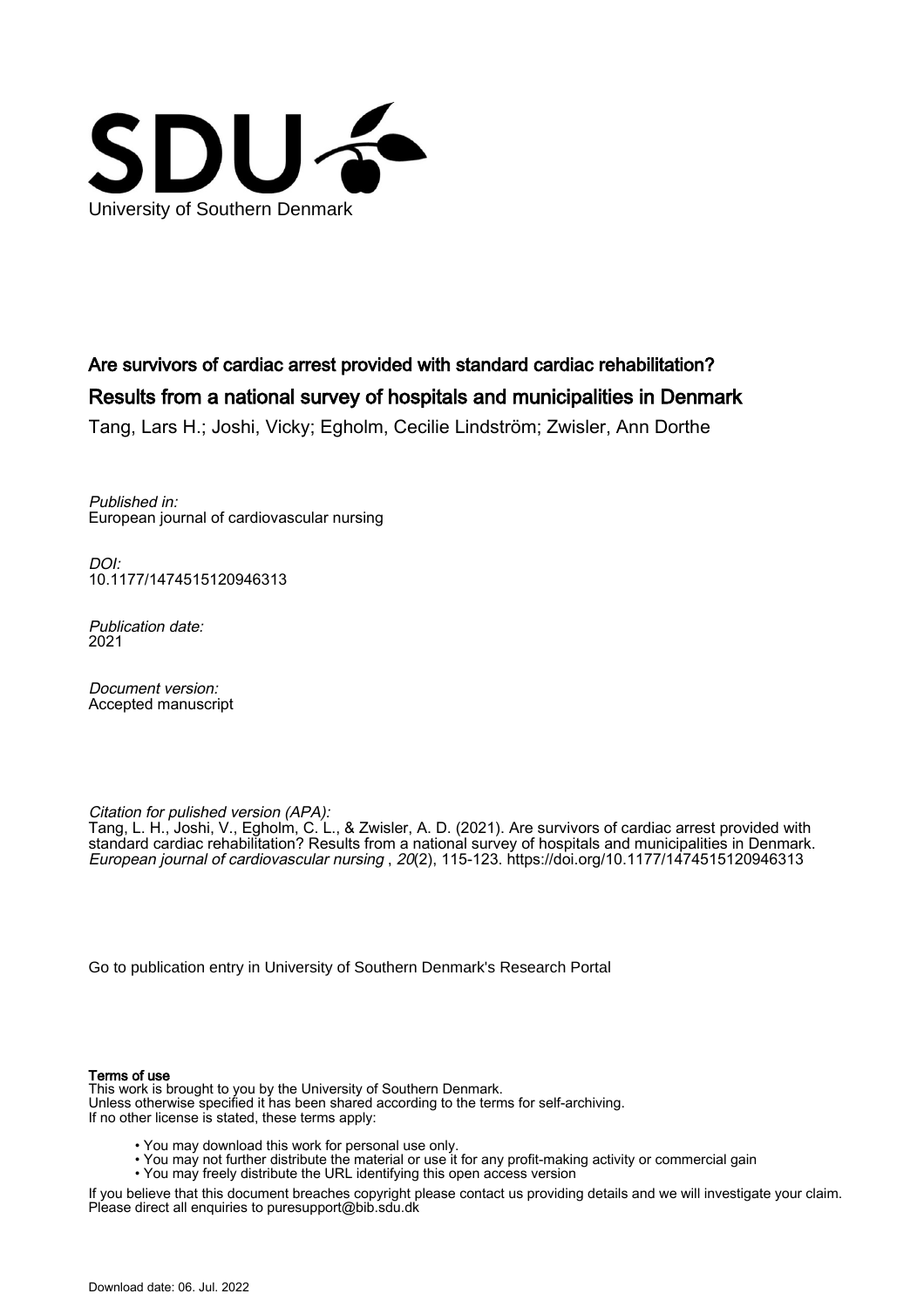University of Southern Denmark

# Are survivors of cardiac arrest provided with standard cardiac rehabilitation? Results from a national survey of hospitals and municipalities in Denmark

Tang, Lars H.; Joshi, Vicky; Egholm, Cecilie Lindström; Zwisler, Ann Dorthe

*Published in:*
European journal of cardiovascular nursing

*DOI:*
10.1177/1474515120946313

*Publication date:*
2021

*Document version:*
Accepted manuscript

*Citation for pulished version (APA):*
Tang, L. H., Joshi, V., Egholm, C. L., & Zwisler, A. D. (2021). Are survivors of cardiac arrest provided with standard cardiac rehabilitation? Results from a national survey of hospitals and municipalities in Denmark. *European journal of cardiovascular nursing* , *20*(2), 115-123. https://doi.org/10.1177/1474515120946313

Go to publication entry in University of Southern Denmark's Research Portal

**Terms of use**
This work is brought to you by the University of Southern Denmark.
Unless otherwise specified it has been shared according to the terms for self-archiving.
If no other license is stated, these terms apply:

- You may download this work for personal use only.
- You may not further distribute the material or use it for any profit-making activity or commercial gain
- You may freely distribute the URL identifying this open access version

If you believe that this document breaches copyright please contact us providing details and we will investigate your claim.
Please direct all enquiries to puresupport@bib.sdu.dk

Download date: 06. Jul. 2022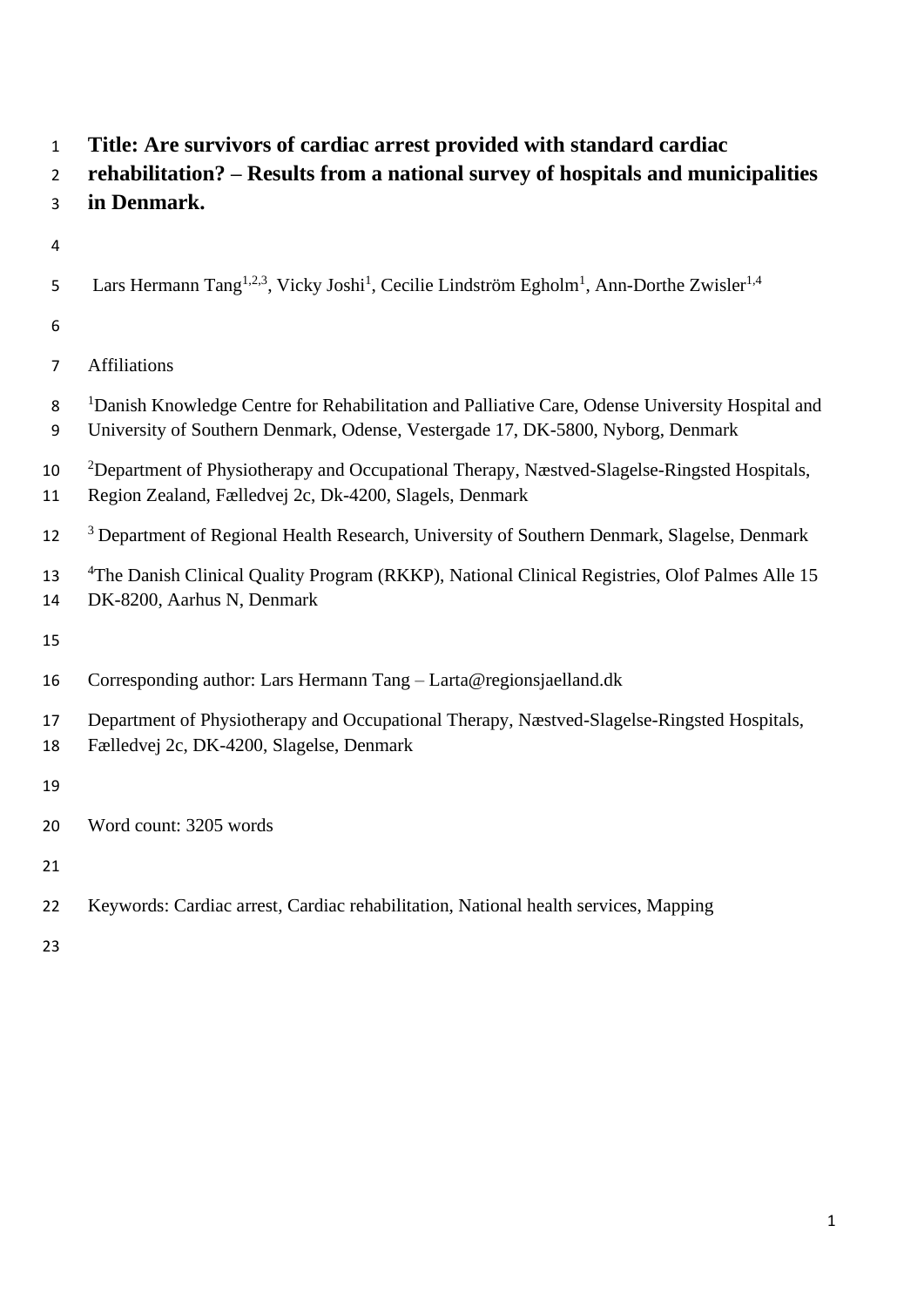# Title: Are survivors of cardiac arrest provided with standard cardiac rehabilitation? – Results from a national survey of hospitals and municipalities in Denmark.

Lars Hermann Tang[1,2,3], Vicky Joshi[1], Cecilie Lindström Egholm[1], Ann-Dorthe Zwisler[1,4]

Affiliations

[1]Danish Knowledge Centre for Rehabilitation and Palliative Care, Odense University Hospital and University of Southern Denmark, Odense, Vestergade 17, DK-5800, Nyborg, Denmark

[2]Department of Physiotherapy and Occupational Therapy, Næstved-Slagelse-Ringsted Hospitals, Region Zealand, Fælledvej 2c, Dk-4200, Slagels, Denmark

[3] Department of Regional Health Research, University of Southern Denmark, Slagelse, Denmark

[4]The Danish Clinical Quality Program (RKKP), National Clinical Registries, Olof Palmes Alle 15 DK-8200, Aarhus N, Denmark

Corresponding author: Lars Hermann Tang – Larta@regionsjaelland.dk

Department of Physiotherapy and Occupational Therapy, Næstved-Slagelse-Ringsted Hospitals, Fælledvej 2c, DK-4200, Slagelse, Denmark

Word count: 3205 words

Keywords: Cardiac arrest, Cardiac rehabilitation, National health services, Mapping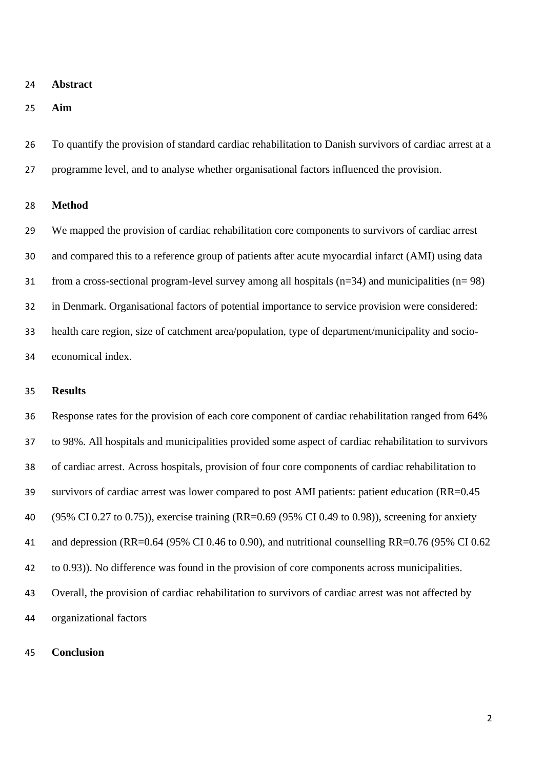## Abstract

### Aim

To quantify the provision of standard cardiac rehabilitation to Danish survivors of cardiac arrest at a programme level, and to analyse whether organisational factors influenced the provision.

### Method

We mapped the provision of cardiac rehabilitation core components to survivors of cardiac arrest and compared this to a reference group of patients after acute myocardial infarct (AMI) using data from a cross-sectional program-level survey among all hospitals (n=34) and municipalities (n= 98) in Denmark. Organisational factors of potential importance to service provision were considered: health care region, size of catchment area/population, type of department/municipality and socio-economical index.

### Results

Response rates for the provision of each core component of cardiac rehabilitation ranged from 64% to 98%. All hospitals and municipalities provided some aspect of cardiac rehabilitation to survivors of cardiac arrest. Across hospitals, provision of four core components of cardiac rehabilitation to survivors of cardiac arrest was lower compared to post AMI patients: patient education (RR=0.45 (95% CI 0.27 to 0.75)), exercise training (RR=0.69 (95% CI 0.49 to 0.98)), screening for anxiety and depression (RR=0.64 (95% CI 0.46 to 0.90), and nutritional counselling RR=0.76 (95% CI 0.62 to 0.93)). No difference was found in the provision of core components across municipalities. Overall, the provision of cardiac rehabilitation to survivors of cardiac arrest was not affected by organizational factors

### Conclusion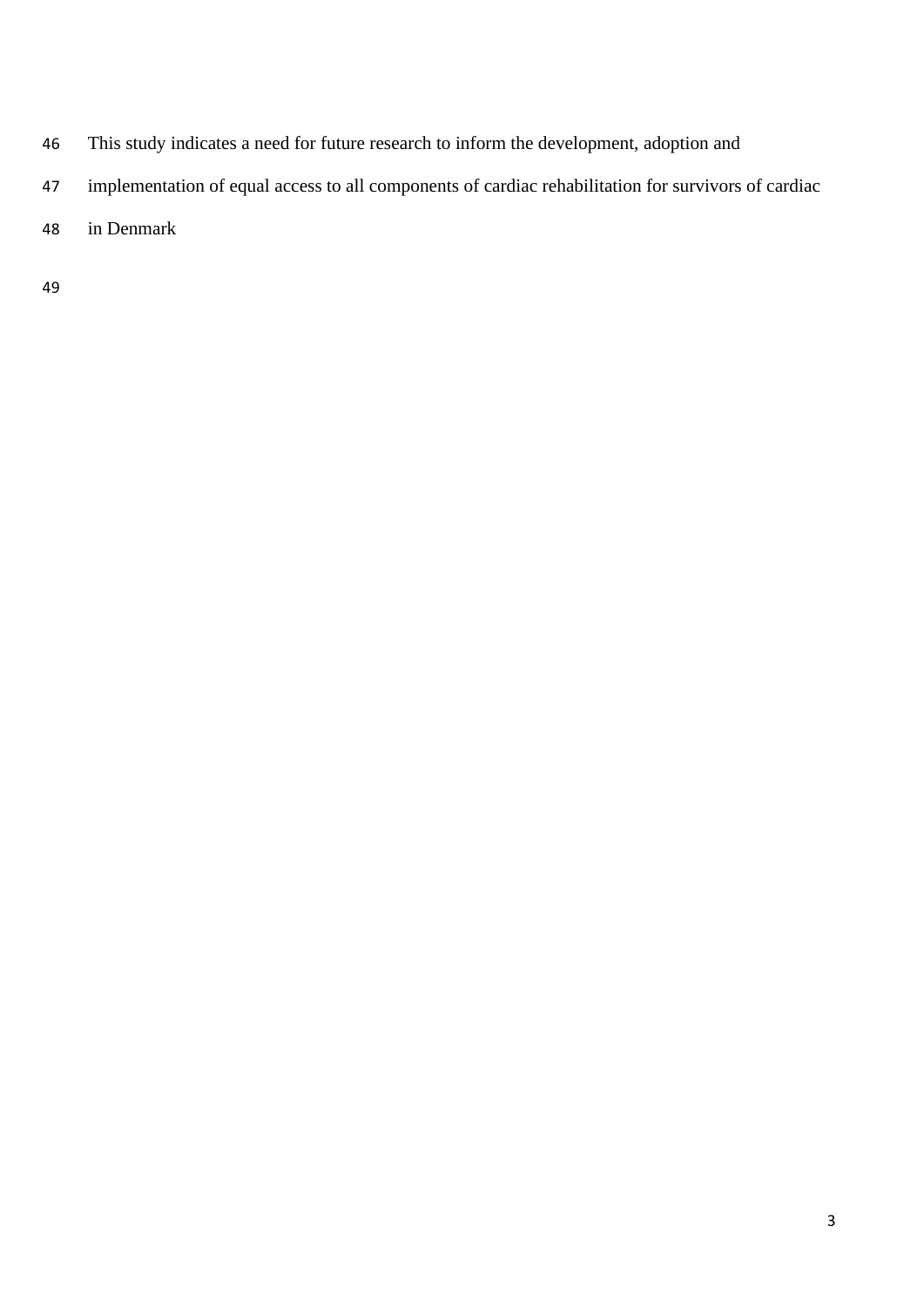This study indicates a need for future research to inform the development, adoption and implementation of equal access to all components of cardiac rehabilitation for survivors of cardiac in Denmark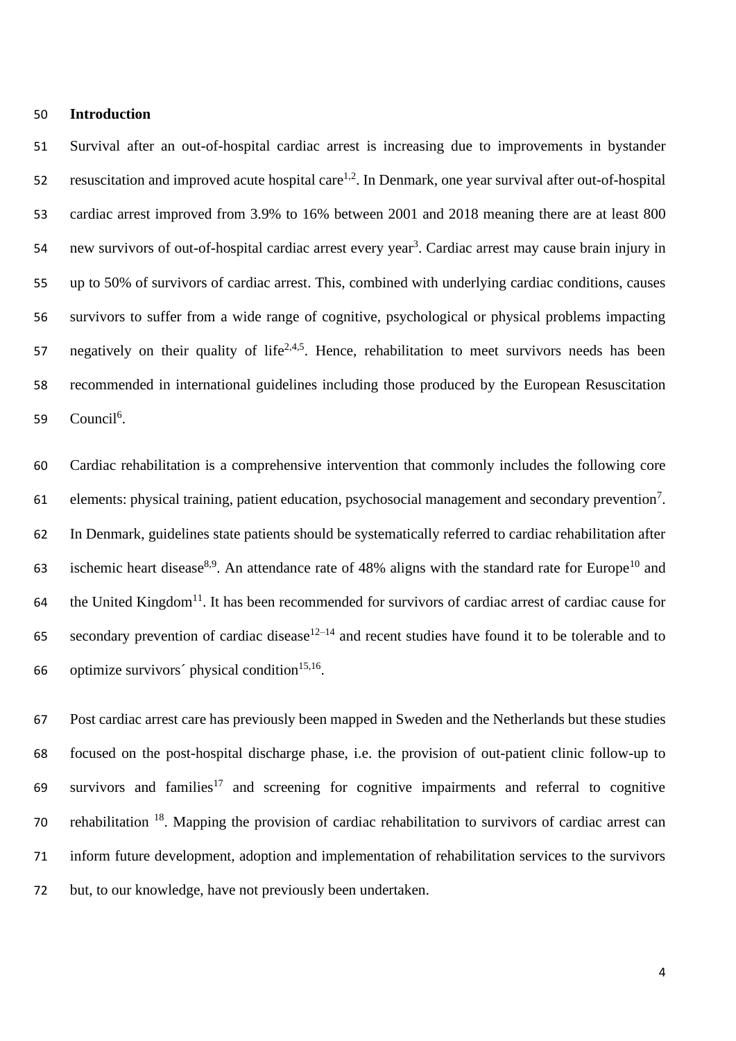## Introduction

Survival after an out-of-hospital cardiac arrest is increasing due to improvements in bystander resuscitation and improved acute hospital care[1,2]. In Denmark, one year survival after out-of-hospital cardiac arrest improved from 3.9% to 16% between 2001 and 2018 meaning there are at least 800 new survivors of out-of-hospital cardiac arrest every year[3]. Cardiac arrest may cause brain injury in up to 50% of survivors of cardiac arrest. This, combined with underlying cardiac conditions, causes survivors to suffer from a wide range of cognitive, psychological or physical problems impacting negatively on their quality of life[2,4,5]. Hence, rehabilitation to meet survivors needs has been recommended in international guidelines including those produced by the European Resuscitation Council[6].

Cardiac rehabilitation is a comprehensive intervention that commonly includes the following core elements: physical training, patient education, psychosocial management and secondary prevention[7]. In Denmark, guidelines state patients should be systematically referred to cardiac rehabilitation after ischemic heart disease[8,9]. An attendance rate of 48% aligns with the standard rate for Europe[10] and the United Kingdom[11]. It has been recommended for survivors of cardiac arrest of cardiac cause for secondary prevention of cardiac disease[12–14] and recent studies have found it to be tolerable and to optimize survivors´ physical condition[15,16].

Post cardiac arrest care has previously been mapped in Sweden and the Netherlands but these studies focused on the post-hospital discharge phase, i.e. the provision of out-patient clinic follow-up to survivors and families[17] and screening for cognitive impairments and referral to cognitive rehabilitation [18]. Mapping the provision of cardiac rehabilitation to survivors of cardiac arrest can inform future development, adoption and implementation of rehabilitation services to the survivors but, to our knowledge, have not previously been undertaken.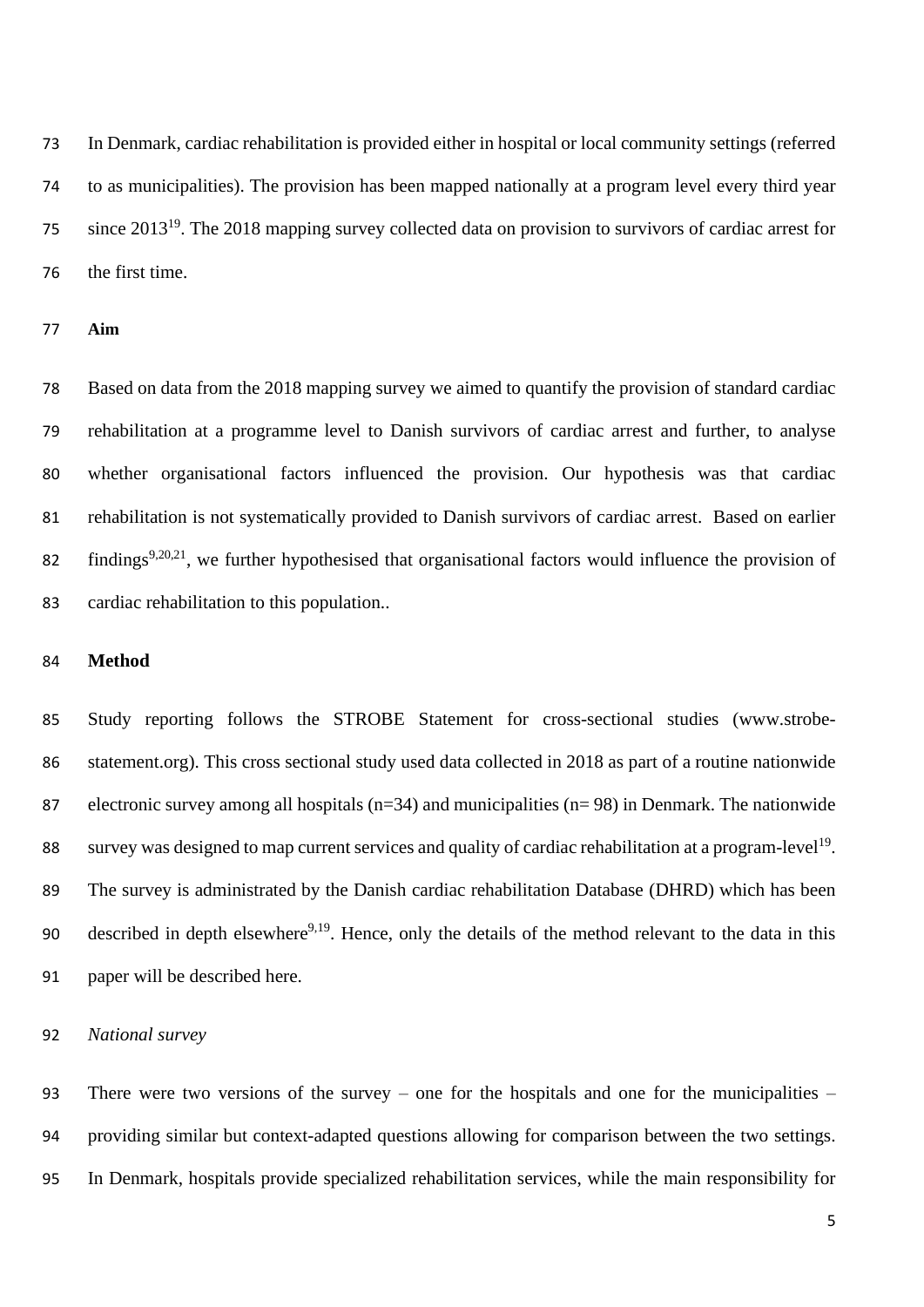In Denmark, cardiac rehabilitation is provided either in hospital or local community settings (referred to as municipalities). The provision has been mapped nationally at a program level every third year since 2013[19]. The 2018 mapping survey collected data on provision to survivors of cardiac arrest for the first time.

**Aim**

Based on data from the 2018 mapping survey we aimed to quantify the provision of standard cardiac rehabilitation at a programme level to Danish survivors of cardiac arrest and further, to analyse whether organisational factors influenced the provision. Our hypothesis was that cardiac rehabilitation is not systematically provided to Danish survivors of cardiac arrest. Based on earlier findings[9,20,21], we further hypothesised that organisational factors would influence the provision of cardiac rehabilitation to this population..

## Method

Study reporting follows the STROBE Statement for cross-sectional studies (www.strobe-statement.org). This cross sectional study used data collected in 2018 as part of a routine nationwide electronic survey among all hospitals (n=34) and municipalities (n= 98) in Denmark. The nationwide survey was designed to map current services and quality of cardiac rehabilitation at a program-level[19]. The survey is administrated by the Danish cardiac rehabilitation Database (DHRD) which has been described in depth elsewhere[9,19]. Hence, only the details of the method relevant to the data in this paper will be described here.

*National survey*

There were two versions of the survey – one for the hospitals and one for the municipalities – providing similar but context-adapted questions allowing for comparison between the two settings. In Denmark, hospitals provide specialized rehabilitation services, while the main responsibility for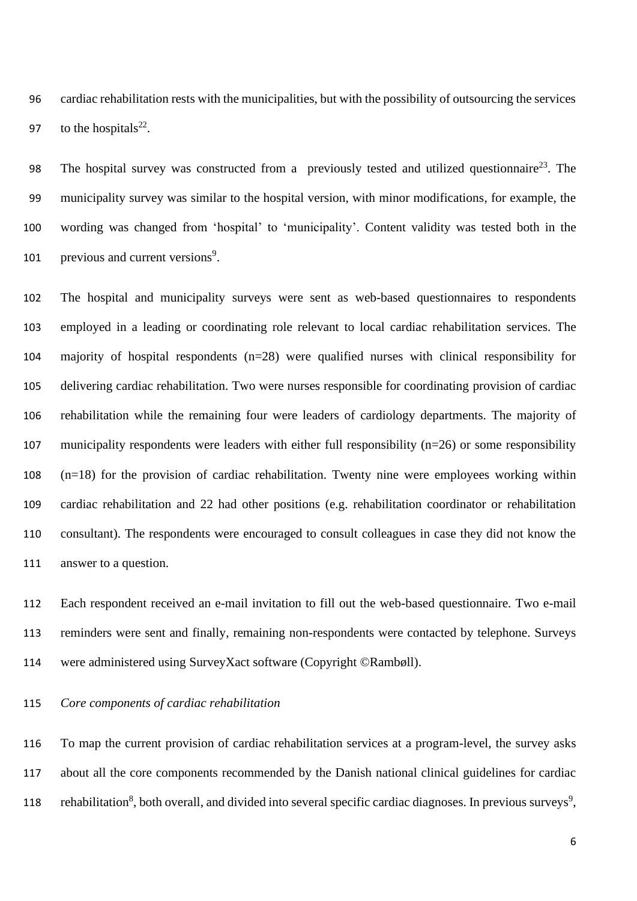cardiac rehabilitation rests with the municipalities, but with the possibility of outsourcing the services to the hospitals[22].

The hospital survey was constructed from a previously tested and utilized questionnaire[23]. The municipality survey was similar to the hospital version, with minor modifications, for example, the wording was changed from 'hospital' to 'municipality'. Content validity was tested both in the previous and current versions[9].

The hospital and municipality surveys were sent as web-based questionnaires to respondents employed in a leading or coordinating role relevant to local cardiac rehabilitation services. The majority of hospital respondents (n=28) were qualified nurses with clinical responsibility for delivering cardiac rehabilitation. Two were nurses responsible for coordinating provision of cardiac rehabilitation while the remaining four were leaders of cardiology departments. The majority of municipality respondents were leaders with either full responsibility (n=26) or some responsibility (n=18) for the provision of cardiac rehabilitation. Twenty nine were employees working within cardiac rehabilitation and 22 had other positions (e.g. rehabilitation coordinator or rehabilitation consultant). The respondents were encouraged to consult colleagues in case they did not know the answer to a question.

Each respondent received an e-mail invitation to fill out the web-based questionnaire. Two e-mail reminders were sent and finally, remaining non-respondents were contacted by telephone. Surveys were administered using SurveyXact software (Copyright ©Rambøll).

*Core components of cardiac rehabilitation*

To map the current provision of cardiac rehabilitation services at a program-level, the survey asks about all the core components recommended by the Danish national clinical guidelines for cardiac rehabilitation[8], both overall, and divided into several specific cardiac diagnoses. In previous surveys[9],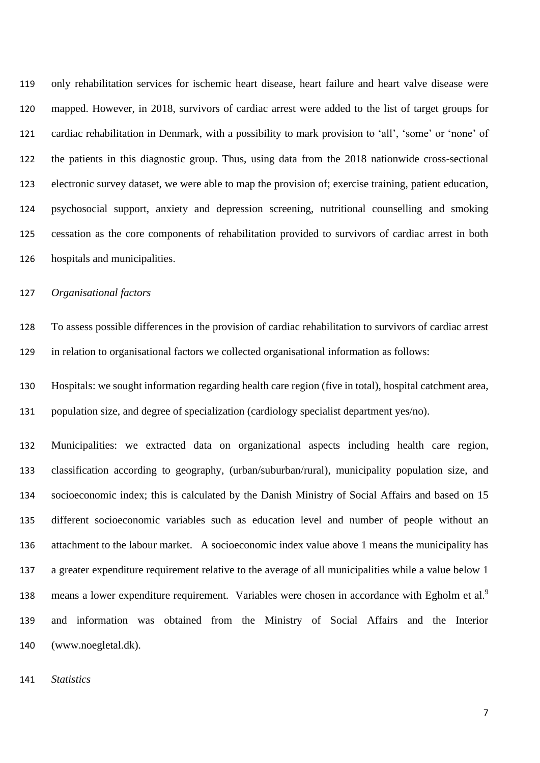only rehabilitation services for ischemic heart disease, heart failure and heart valve disease were mapped. However, in 2018, survivors of cardiac arrest were added to the list of target groups for cardiac rehabilitation in Denmark, with a possibility to mark provision to 'all', 'some' or 'none' of the patients in this diagnostic group. Thus, using data from the 2018 nationwide cross-sectional electronic survey dataset, we were able to map the provision of; exercise training, patient education, psychosocial support, anxiety and depression screening, nutritional counselling and smoking cessation as the core components of rehabilitation provided to survivors of cardiac arrest in both hospitals and municipalities.

*Organisational factors*

To assess possible differences in the provision of cardiac rehabilitation to survivors of cardiac arrest in relation to organisational factors we collected organisational information as follows:

Hospitals: we sought information regarding health care region (five in total), hospital catchment area, population size, and degree of specialization (cardiology specialist department yes/no).

Municipalities: we extracted data on organizational aspects including health care region, classification according to geography, (urban/suburban/rural), municipality population size, and socioeconomic index; this is calculated by the Danish Ministry of Social Affairs and based on 15 different socioeconomic variables such as education level and number of people without an attachment to the labour market. A socioeconomic index value above 1 means the municipality has a greater expenditure requirement relative to the average of all municipalities while a value below 1 means a lower expenditure requirement. Variables were chosen in accordance with Egholm et al.[9] and information was obtained from the Ministry of Social Affairs and the Interior (www.noegletal.dk).

*Statistics*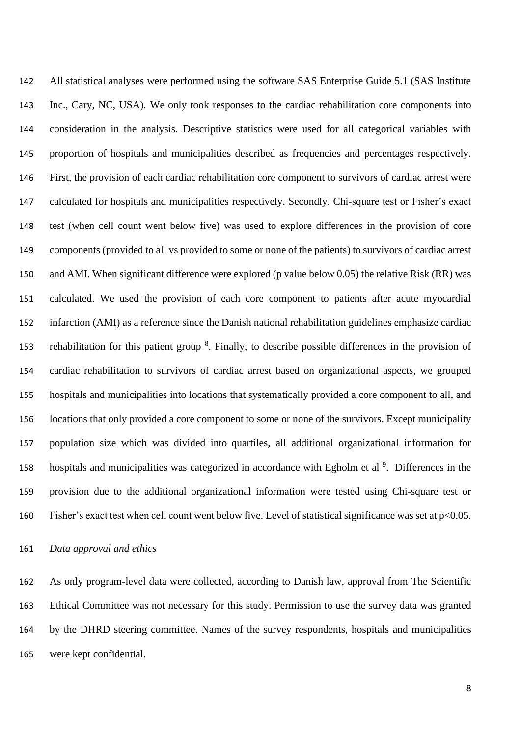All statistical analyses were performed using the software SAS Enterprise Guide 5.1 (SAS Institute Inc., Cary, NC, USA). We only took responses to the cardiac rehabilitation core components into consideration in the analysis. Descriptive statistics were used for all categorical variables with proportion of hospitals and municipalities described as frequencies and percentages respectively. First, the provision of each cardiac rehabilitation core component to survivors of cardiac arrest were calculated for hospitals and municipalities respectively. Secondly, Chi-square test or Fisher's exact test (when cell count went below five) was used to explore differences in the provision of core components (provided to all vs provided to some or none of the patients) to survivors of cardiac arrest and AMI. When significant difference were explored (p value below 0.05) the relative Risk (RR) was calculated. We used the provision of each core component to patients after acute myocardial infarction (AMI) as a reference since the Danish national rehabilitation guidelines emphasize cardiac rehabilitation for this patient group [8]. Finally, to describe possible differences in the provision of cardiac rehabilitation to survivors of cardiac arrest based on organizational aspects, we grouped hospitals and municipalities into locations that systematically provided a core component to all, and locations that only provided a core component to some or none of the survivors. Except municipality population size which was divided into quartiles, all additional organizational information for hospitals and municipalities was categorized in accordance with Egholm et al [9]. Differences in the provision due to the additional organizational information were tested using Chi-square test or Fisher's exact test when cell count went below five. Level of statistical significance was set at $p<0.05$.

*Data approval and ethics*

As only program-level data were collected, according to Danish law, approval from The Scientific Ethical Committee was not necessary for this study. Permission to use the survey data was granted by the DHRD steering committee. Names of the survey respondents, hospitals and municipalities were kept confidential.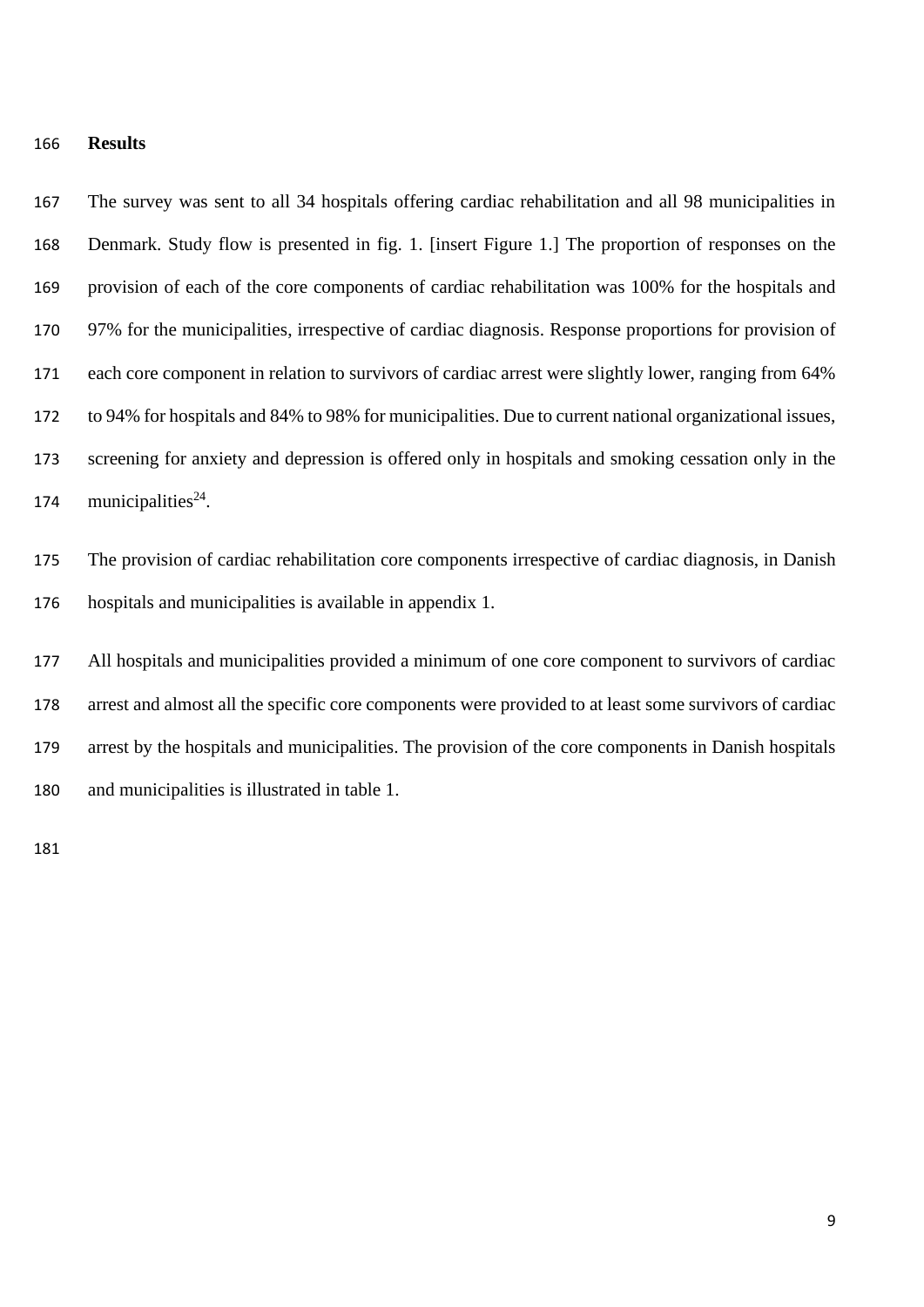## Results

The survey was sent to all 34 hospitals offering cardiac rehabilitation and all 98 municipalities in Denmark. Study flow is presented in fig. 1. [insert Figure 1.] The proportion of responses on the provision of each of the core components of cardiac rehabilitation was 100% for the hospitals and 97% for the municipalities, irrespective of cardiac diagnosis. Response proportions for provision of each core component in relation to survivors of cardiac arrest were slightly lower, ranging from 64% to 94% for hospitals and 84% to 98% for municipalities. Due to current national organizational issues, screening for anxiety and depression is offered only in hospitals and smoking cessation only in the municipalities[24].

The provision of cardiac rehabilitation core components irrespective of cardiac diagnosis, in Danish hospitals and municipalities is available in appendix 1.

All hospitals and municipalities provided a minimum of one core component to survivors of cardiac arrest and almost all the specific core components were provided to at least some survivors of cardiac arrest by the hospitals and municipalities. The provision of the core components in Danish hospitals and municipalities is illustrated in table 1.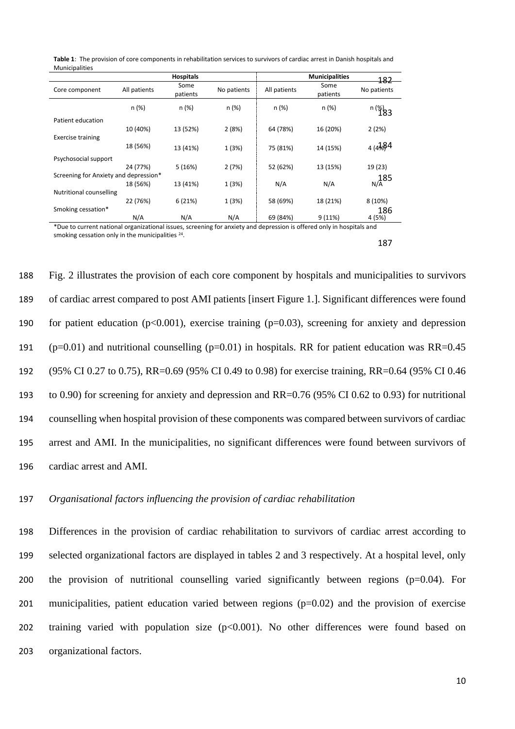**Table 1**: The provision of core components in rehabilitation services to survivors of cardiac arrest in Danish hospitals and Municipalities

| | Hospitals | | | Municipalities | | |
|---|---|---|---|---|---|---|
| Core component | All patients | Some patients | No patients | All patients | Some patients | No patients |
| | n (%) | n (%) | n (%) | n (%) | n (%) | n (%) |
| Patient education | 10 (40%) | 13 (52%) | 2 (8%) | 64 (78%) | 16 (20%) | 2 (2%) |
| Exercise training | 18 (56%) | 13 (41%) | 1 (3%) | 75 (81%) | 14 (15%) | 4 (4%) |
| Psychosocial support | 24 (77%) | 5 (16%) | 2 (7%) | 52 (62%) | 13 (15%) | 19 (23) |
| Screening for Anxiety and depression* | 18 (56%) | 13 (41%) | 1 (3%) | N/A | N/A | N/A |
| Nutritional counselling | 22 (76%) | 6 (21%) | 1 (3%) | 58 (69%) | 18 (21%) | 8 (10%) |
| Smoking cessation* | N/A | N/A | N/A | 69 (84%) | 9 (11%) | 4 (5%) |

*Due to current national organizational issues, screening for anxiety and depression is offered only in hospitals and smoking cessation only in the municipalities [24].

Fig. 2 illustrates the provision of each core component by hospitals and municipalities to survivors of cardiac arrest compared to post AMI patients [insert Figure 1.]. Significant differences were found for patient education ($p<0.001$), exercise training ($p=0.03$), screening for anxiety and depression ($p=0.01$) and nutritional counselling ($p=0.01$) in hospitals. RR for patient education was RR=0.45 (95% CI 0.27 to 0.75), RR=0.69 (95% CI 0.49 to 0.98) for exercise training, RR=0.64 (95% CI 0.46 to 0.90) for screening for anxiety and depression and RR=0.76 (95% CI 0.62 to 0.93) for nutritional counselling when hospital provision of these components was compared between survivors of cardiac arrest and AMI. In the municipalities, no significant differences were found between survivors of cardiac arrest and AMI.

*Organisational factors influencing the provision of cardiac rehabilitation*

Differences in the provision of cardiac rehabilitation to survivors of cardiac arrest according to selected organizational factors are displayed in tables 2 and 3 respectively. At a hospital level, only the provision of nutritional counselling varied significantly between regions ($p=0.04$). For municipalities, patient education varied between regions ($p=0.02$) and the provision of exercise training varied with population size ($p<0.001$). No other differences were found based on organizational factors.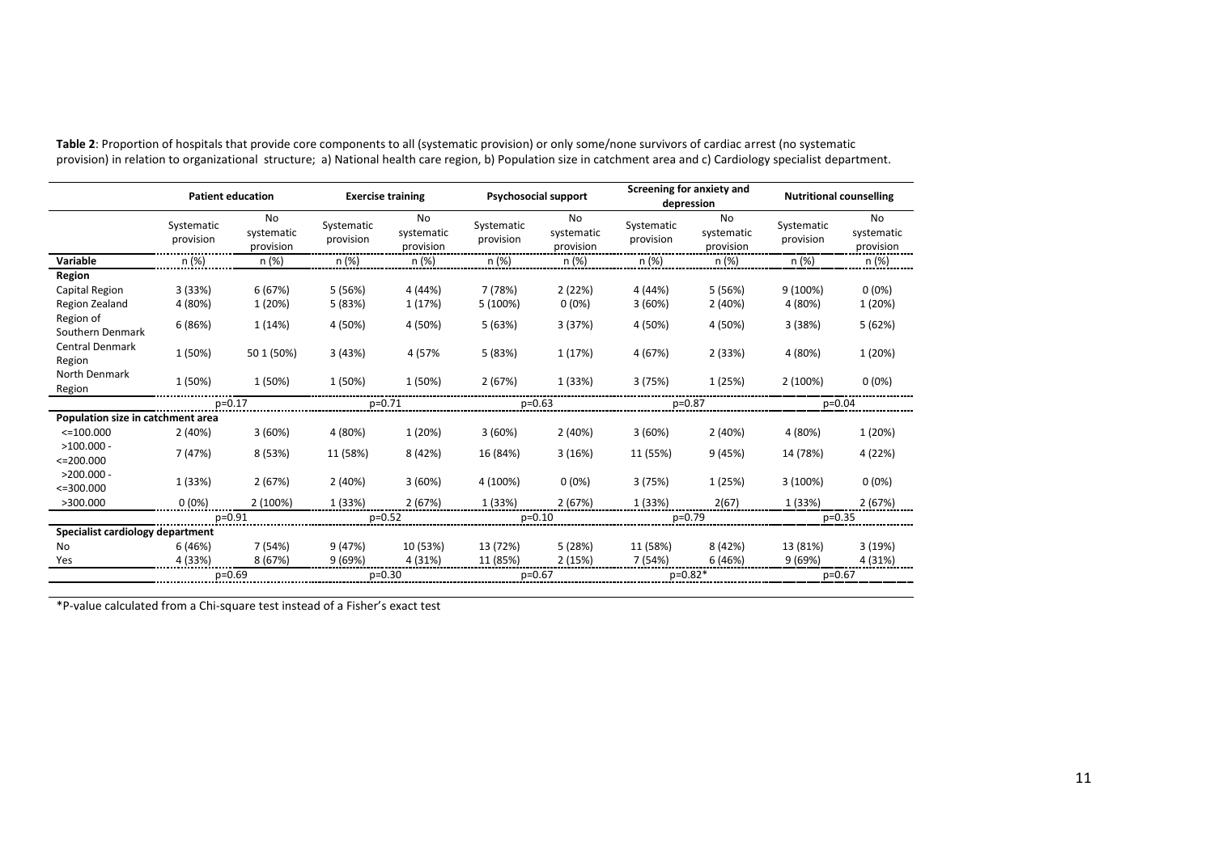**Table 2**: Proportion of hospitals that provide core components to all (systematic provision) or only some/none survivors of cardiac arrest (no systematic provision) in relation to organizational structure; a) National health care region, b) Population size in catchment area and c) Cardiology specialist department.

| | Patient education | | Exercise training | | Psychosocial support | | Screening for anxiety and depression | | Nutritional counselling | |
|---|---|---|---|---|---|---|---|---|---|---|
| | Systematic provision | No systematic provision | Systematic provision | No systematic provision | Systematic provision | No systematic provision | Systematic provision | No systematic provision | Systematic provision | No systematic provision |
| **Variable** | n (%) | n (%) | n (%) | n (%) | n (%) | n (%) | n (%) | n (%) | n (%) | n (%) |
| **Region** | | | | | | | | | | |
| Capital Region | 3 (33%) | 6 (67%) | 5 (56%) | 4 (44%) | 7 (78%) | 2 (22%) | 4 (44%) | 5 (56%) | 9 (100%) | 0 (0%) |
| Region Zealand | 4 (80%) | 1 (20%) | 5 (83%) | 1 (17%) | 5 (100%) | 0 (0%) | 3 (60%) | 2 (40%) | 4 (80%) | 1 (20%) |
| Region of Southern Denmark | 6 (86%) | 1 (14%) | 4 (50%) | 4 (50%) | 5 (63%) | 3 (37%) | 4 (50%) | 4 (50%) | 3 (38%) | 5 (62%) |
| Central Denmark Region | 1 (50%) | 50 1 (50%) | 3 (43%) | 4 (57% | 5 (83%) | 1 (17%) | 4 (67%) | 2 (33%) | 4 (80%) | 1 (20%) |
| North Denmark Region | 1 (50%) | 1 (50%) | 1 (50%) | 1 (50%) | 2 (67%) | 1 (33%) | 3 (75%) | 1 (25%) | 2 (100%) | 0 (0%) |
| | p=0.17 | | p=0.71 | | p=0.63 | | p=0.87 | | p=0.04 | |
| **Population size in catchment area** | | | | | | | | | | |
| <=100.000 | 2 (40%) | 3 (60%) | 4 (80%) | 1 (20%) | 3 (60%) | 2 (40%) | 3 (60%) | 2 (40%) | 4 (80%) | 1 (20%) |
| >100.000 - <=200.000 | 7 (47%) | 8 (53%) | 11 (58%) | 8 (42%) | 16 (84%) | 3 (16%) | 11 (55%) | 9 (45%) | 14 (78%) | 4 (22%) |
| >200.000 - <=300.000 | 1 (33%) | 2 (67%) | 2 (40%) | 3 (60%) | 4 (100%) | 0 (0%) | 3 (75%) | 1 (25%) | 3 (100%) | 0 (0%) |
| >300.000 | 0 (0%) | 2 (100%) | 1 (33%) | 2 (67%) | 1 (33%) | 2 (67%) | 1 (33%) | 2(67) | 1 (33%) | 2 (67%) |
| | p=0.91 | | p=0.52 | | p=0.10 | | p=0.79 | | p=0.35 | |
| **Specialist cardiology department** | | | | | | | | | | |
| No | 6 (46%) | 7 (54%) | 9 (47%) | 10 (53%) | 13 (72%) | 5 (28%) | 11 (58%) | 8 (42%) | 13 (81%) | 3 (19%) |
| Yes | 4 (33%) | 8 (67%) | 9 (69%) | 4 (31%) | 11 (85%) | 2 (15%) | 7 (54%) | 6 (46%) | 9 (69%) | 4 (31%) |
| | p=0.69 | | p=0.30 | | p=0.67 | | p=0.82* | | p=0.67 | |

*P-value calculated from a Chi-square test instead of a Fisher's exact test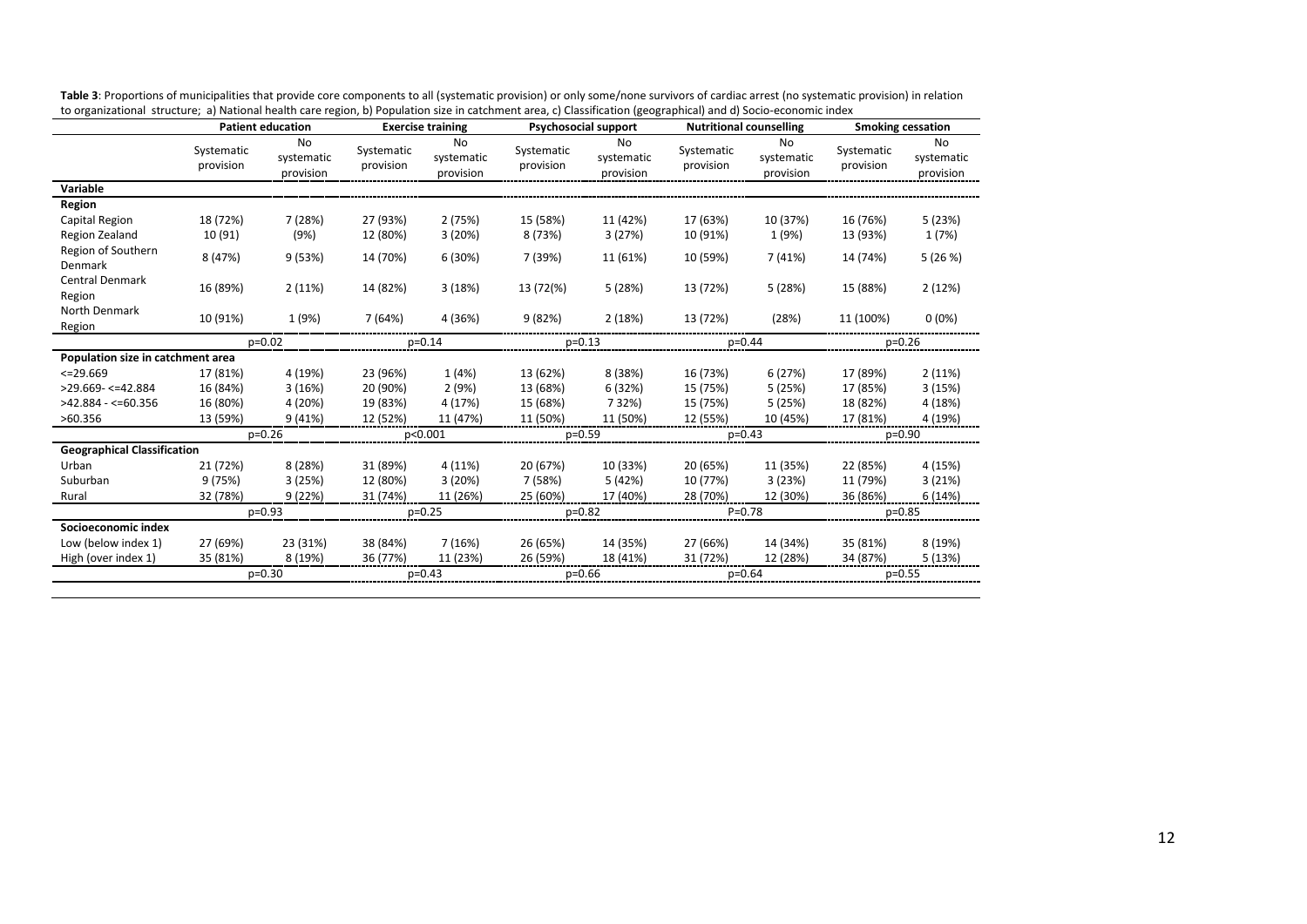**Table 3**: Proportions of municipalities that provide core components to all (systematic provision) or only some/none survivors of cardiac arrest (no systematic provision) in relation to organizational structure; a) National health care region, b) Population size in catchment area, c) Classification (geographical) and d) Socio-economic index

| | Patient education | | Exercise training | | Psychosocial support | | Nutritional counselling | | Smoking cessation | |
|---|---|---|---|---|---|---|---|---|---|---|
| | Systematic provision | No systematic provision | Systematic provision | No systematic provision | Systematic provision | No systematic provision | Systematic provision | No systematic provision | Systematic provision | No systematic provision |
| **Variable** | | | | | | | | | | |
| **Region** | | | | | | | | | | |
| Capital Region | 18 (72%) | 7 (28%) | 27 (93%) | 2 (75%) | 15 (58%) | 11 (42%) | 17 (63%) | 10 (37%) | 16 (76%) | 5 (23%) |
| Region Zealand | 10 (91) | (9%) | 12 (80%) | 3 (20%) | 8 (73%) | 3 (27%) | 10 (91%) | 1 (9%) | 13 (93%) | 1 (7%) |
| Region of Southern Denmark | 8 (47%) | 9 (53%) | 14 (70%) | 6 (30%) | 7 (39%) | 11 (61%) | 10 (59%) | 7 (41%) | 14 (74%) | 5 (26 %) |
| Central Denmark Region | 16 (89%) | 2 (11%) | 14 (82%) | 3 (18%) | 13 (72(%) | 5 (28%) | 13 (72%) | 5 (28%) | 15 (88%) | 2 (12%) |
| North Denmark Region | 10 (91%) | 1 (9%) | 7 (64%) | 4 (36%) | 9 (82%) | 2 (18%) | 13 (72%) | (28%) | 11 (100%) | 0 (0%) |
| | p=0.02 | | p=0.14 | | p=0.13 | | p=0.44 | | p=0.26 | |
| **Population size in catchment area** | | | | | | | | | | |
| <=29.669 | 17 (81%) | 4 (19%) | 23 (96%) | 1 (4%) | 13 (62%) | 8 (38%) | 16 (73%) | 6 (27%) | 17 (89%) | 2 (11%) |
| >29.669- <=42.884 | 16 (84%) | 3 (16%) | 20 (90%) | 2 (9%) | 13 (68%) | 6 (32%) | 15 (75%) | 5 (25%) | 17 (85%) | 3 (15%) |
| >42.884 - <=60.356 | 16 (80%) | 4 (20%) | 19 (83%) | 4 (17%) | 15 (68%) | 7 32%) | 15 (75%) | 5 (25%) | 18 (82%) | 4 (18%) |
| >60.356 | 13 (59%) | 9 (41%) | 12 (52%) | 11 (47%) | 11 (50%) | 11 (50%) | 12 (55%) | 10 (45%) | 17 (81%) | 4 (19%) |
| | p=0.26 | | p<0.001 | | p=0.59 | | p=0.43 | | p=0.90 | |
| **Geographical Classification** | | | | | | | | | | |
| Urban | 21 (72%) | 8 (28%) | 31 (89%) | 4 (11%) | 20 (67%) | 10 (33%) | 20 (65%) | 11 (35%) | 22 (85%) | 4 (15%) |
| Suburban | 9 (75%) | 3 (25%) | 12 (80%) | 3 (20%) | 7 (58%) | 5 (42%) | 10 (77%) | 3 (23%) | 11 (79%) | 3 (21%) |
| Rural | 32 (78%) | 9 (22%) | 31 (74%) | 11 (26%) | 25 (60%) | 17 (40%) | 28 (70%) | 12 (30%) | 36 (86%) | 6 (14%) |
| | p=0.93 | | p=0.25 | | p=0.82 | | P=0.78 | | p=0.85 | |
| **Socioeconomic index** | | | | | | | | | | |
| Low (below index 1) | 27 (69%) | 23 (31%) | 38 (84%) | 7 (16%) | 26 (65%) | 14 (35%) | 27 (66%) | 14 (34%) | 35 (81%) | 8 (19%) |
| High (over index 1) | 35 (81%) | 8 (19%) | 36 (77%) | 11 (23%) | 26 (59%) | 18 (41%) | 31 (72%) | 12 (28%) | 34 (87%) | 5 (13%) |
| | p=0.30 | | p=0.43 | | p=0.66 | | p=0.64 | | p=0.55 | |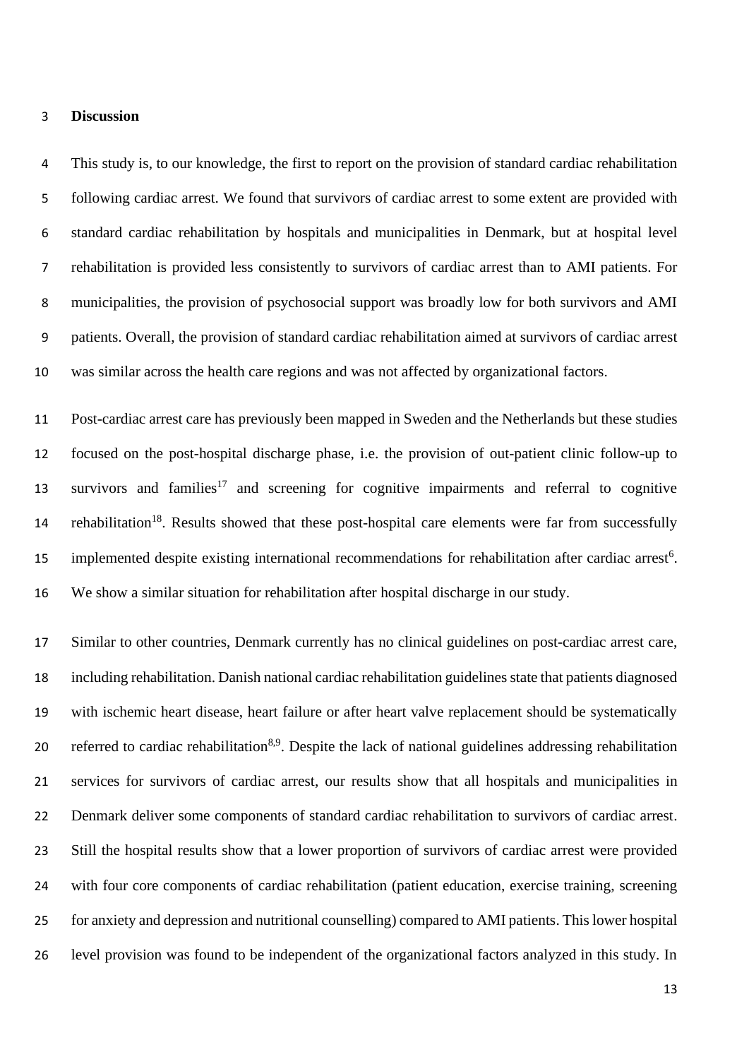## Discussion

This study is, to our knowledge, the first to report on the provision of standard cardiac rehabilitation following cardiac arrest. We found that survivors of cardiac arrest to some extent are provided with standard cardiac rehabilitation by hospitals and municipalities in Denmark, but at hospital level rehabilitation is provided less consistently to survivors of cardiac arrest than to AMI patients. For municipalities, the provision of psychosocial support was broadly low for both survivors and AMI patients. Overall, the provision of standard cardiac rehabilitation aimed at survivors of cardiac arrest was similar across the health care regions and was not affected by organizational factors.

Post-cardiac arrest care has previously been mapped in Sweden and the Netherlands but these studies focused on the post-hospital discharge phase, i.e. the provision of out-patient clinic follow-up to survivors and families[17] and screening for cognitive impairments and referral to cognitive rehabilitation[18]. Results showed that these post-hospital care elements were far from successfully implemented despite existing international recommendations for rehabilitation after cardiac arrest[6]. We show a similar situation for rehabilitation after hospital discharge in our study.

Similar to other countries, Denmark currently has no clinical guidelines on post-cardiac arrest care, including rehabilitation. Danish national cardiac rehabilitation guidelines state that patients diagnosed with ischemic heart disease, heart failure or after heart valve replacement should be systematically referred to cardiac rehabilitation[8,9]. Despite the lack of national guidelines addressing rehabilitation services for survivors of cardiac arrest, our results show that all hospitals and municipalities in Denmark deliver some components of standard cardiac rehabilitation to survivors of cardiac arrest. Still the hospital results show that a lower proportion of survivors of cardiac arrest were provided with four core components of cardiac rehabilitation (patient education, exercise training, screening for anxiety and depression and nutritional counselling) compared to AMI patients. This lower hospital level provision was found to be independent of the organizational factors analyzed in this study. In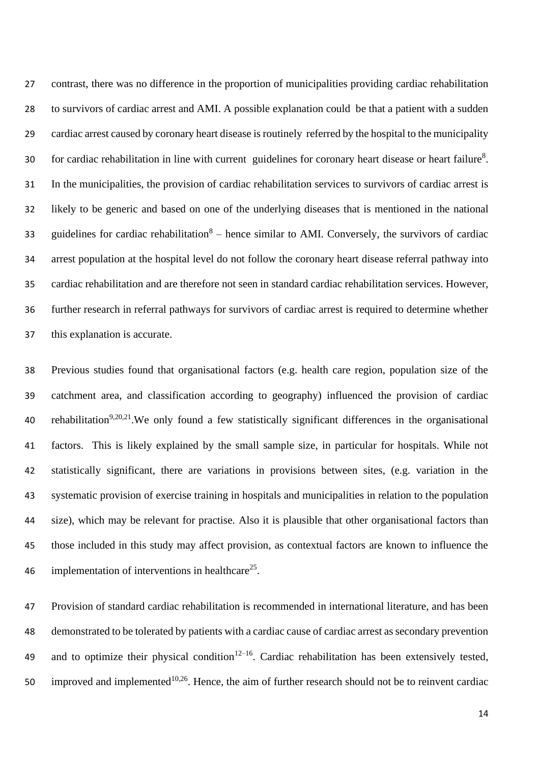contrast, there was no difference in the proportion of municipalities providing cardiac rehabilitation to survivors of cardiac arrest and AMI. A possible explanation could be that a patient with a sudden cardiac arrest caused by coronary heart disease is routinely referred by the hospital to the municipality for cardiac rehabilitation in line with current guidelines for coronary heart disease or heart failure[8]. In the municipalities, the provision of cardiac rehabilitation services to survivors of cardiac arrest is likely to be generic and based on one of the underlying diseases that is mentioned in the national guidelines for cardiac rehabilitation[8] – hence similar to AMI. Conversely, the survivors of cardiac arrest population at the hospital level do not follow the coronary heart disease referral pathway into cardiac rehabilitation and are therefore not seen in standard cardiac rehabilitation services. However, further research in referral pathways for survivors of cardiac arrest is required to determine whether this explanation is accurate.

Previous studies found that organisational factors (e.g. health care region, population size of the catchment area, and classification according to geography) influenced the provision of cardiac rehabilitation[9,20,21].We only found a few statistically significant differences in the organisational factors. This is likely explained by the small sample size, in particular for hospitals. While not statistically significant, there are variations in provisions between sites, (e.g. variation in the systematic provision of exercise training in hospitals and municipalities in relation to the population size), which may be relevant for practise. Also it is plausible that other organisational factors than those included in this study may affect provision, as contextual factors are known to influence the implementation of interventions in healthcare[25].

Provision of standard cardiac rehabilitation is recommended in international literature, and has been demonstrated to be tolerated by patients with a cardiac cause of cardiac arrest as secondary prevention and to optimize their physical condition[12–16]. Cardiac rehabilitation has been extensively tested, improved and implemented[10,26]. Hence, the aim of further research should not be to reinvent cardiac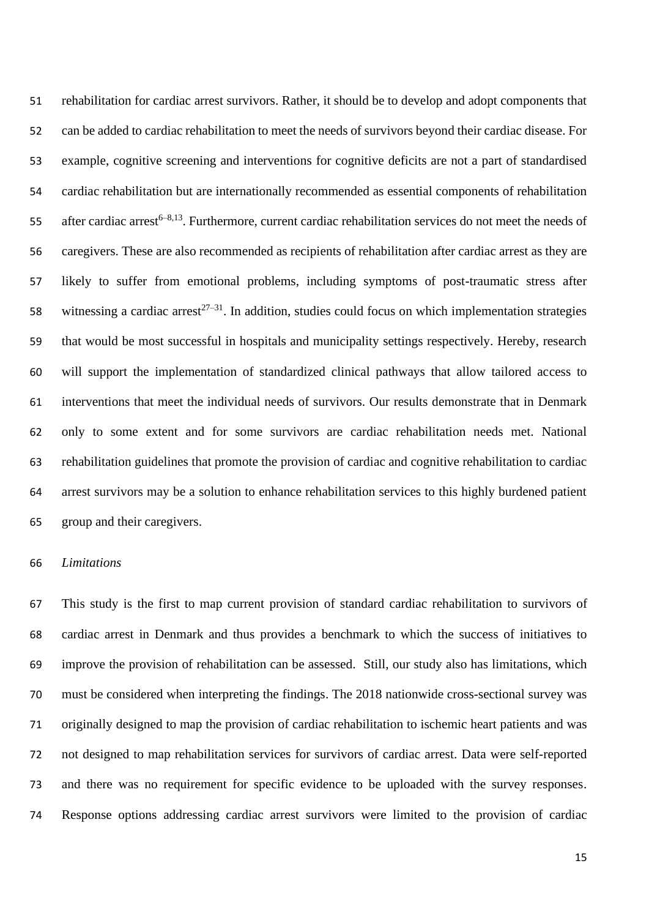rehabilitation for cardiac arrest survivors. Rather, it should be to develop and adopt components that can be added to cardiac rehabilitation to meet the needs of survivors beyond their cardiac disease. For example, cognitive screening and interventions for cognitive deficits are not a part of standardised cardiac rehabilitation but are internationally recommended as essential components of rehabilitation after cardiac arrest[6–8,13]. Furthermore, current cardiac rehabilitation services do not meet the needs of caregivers. These are also recommended as recipients of rehabilitation after cardiac arrest as they are likely to suffer from emotional problems, including symptoms of post-traumatic stress after witnessing a cardiac arrest[27–31]. In addition, studies could focus on which implementation strategies that would be most successful in hospitals and municipality settings respectively. Hereby, research will support the implementation of standardized clinical pathways that allow tailored access to interventions that meet the individual needs of survivors. Our results demonstrate that in Denmark only to some extent and for some survivors are cardiac rehabilitation needs met. National rehabilitation guidelines that promote the provision of cardiac and cognitive rehabilitation to cardiac arrest survivors may be a solution to enhance rehabilitation services to this highly burdened patient group and their caregivers.

*Limitations*

This study is the first to map current provision of standard cardiac rehabilitation to survivors of cardiac arrest in Denmark and thus provides a benchmark to which the success of initiatives to improve the provision of rehabilitation can be assessed. Still, our study also has limitations, which must be considered when interpreting the findings. The 2018 nationwide cross-sectional survey was originally designed to map the provision of cardiac rehabilitation to ischemic heart patients and was not designed to map rehabilitation services for survivors of cardiac arrest. Data were self-reported and there was no requirement for specific evidence to be uploaded with the survey responses. Response options addressing cardiac arrest survivors were limited to the provision of cardiac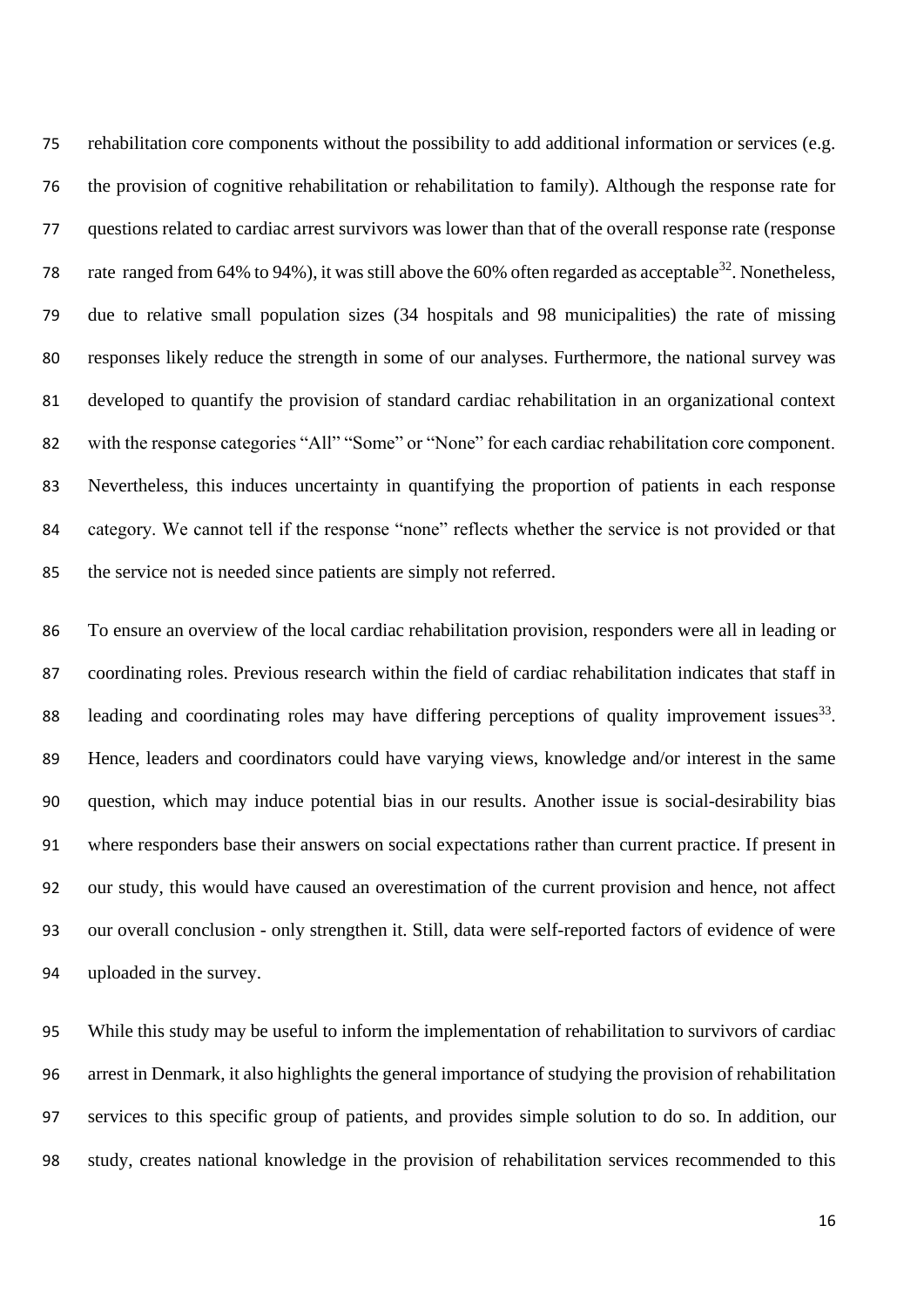rehabilitation core components without the possibility to add additional information or services (e.g. the provision of cognitive rehabilitation or rehabilitation to family). Although the response rate for questions related to cardiac arrest survivors was lower than that of the overall response rate (response rate ranged from 64% to 94%), it was still above the 60% often regarded as acceptable[32]. Nonetheless, due to relative small population sizes (34 hospitals and 98 municipalities) the rate of missing responses likely reduce the strength in some of our analyses. Furthermore, the national survey was developed to quantify the provision of standard cardiac rehabilitation in an organizational context with the response categories "All" "Some" or "None" for each cardiac rehabilitation core component. Nevertheless, this induces uncertainty in quantifying the proportion of patients in each response category. We cannot tell if the response "none" reflects whether the service is not provided or that the service not is needed since patients are simply not referred.

To ensure an overview of the local cardiac rehabilitation provision, responders were all in leading or coordinating roles. Previous research within the field of cardiac rehabilitation indicates that staff in leading and coordinating roles may have differing perceptions of quality improvement issues[33]. Hence, leaders and coordinators could have varying views, knowledge and/or interest in the same question, which may induce potential bias in our results. Another issue is social-desirability bias where responders base their answers on social expectations rather than current practice. If present in our study, this would have caused an overestimation of the current provision and hence, not affect our overall conclusion - only strengthen it. Still, data were self-reported factors of evidence of were uploaded in the survey.

While this study may be useful to inform the implementation of rehabilitation to survivors of cardiac arrest in Denmark, it also highlights the general importance of studying the provision of rehabilitation services to this specific group of patients, and provides simple solution to do so. In addition, our study, creates national knowledge in the provision of rehabilitation services recommended to this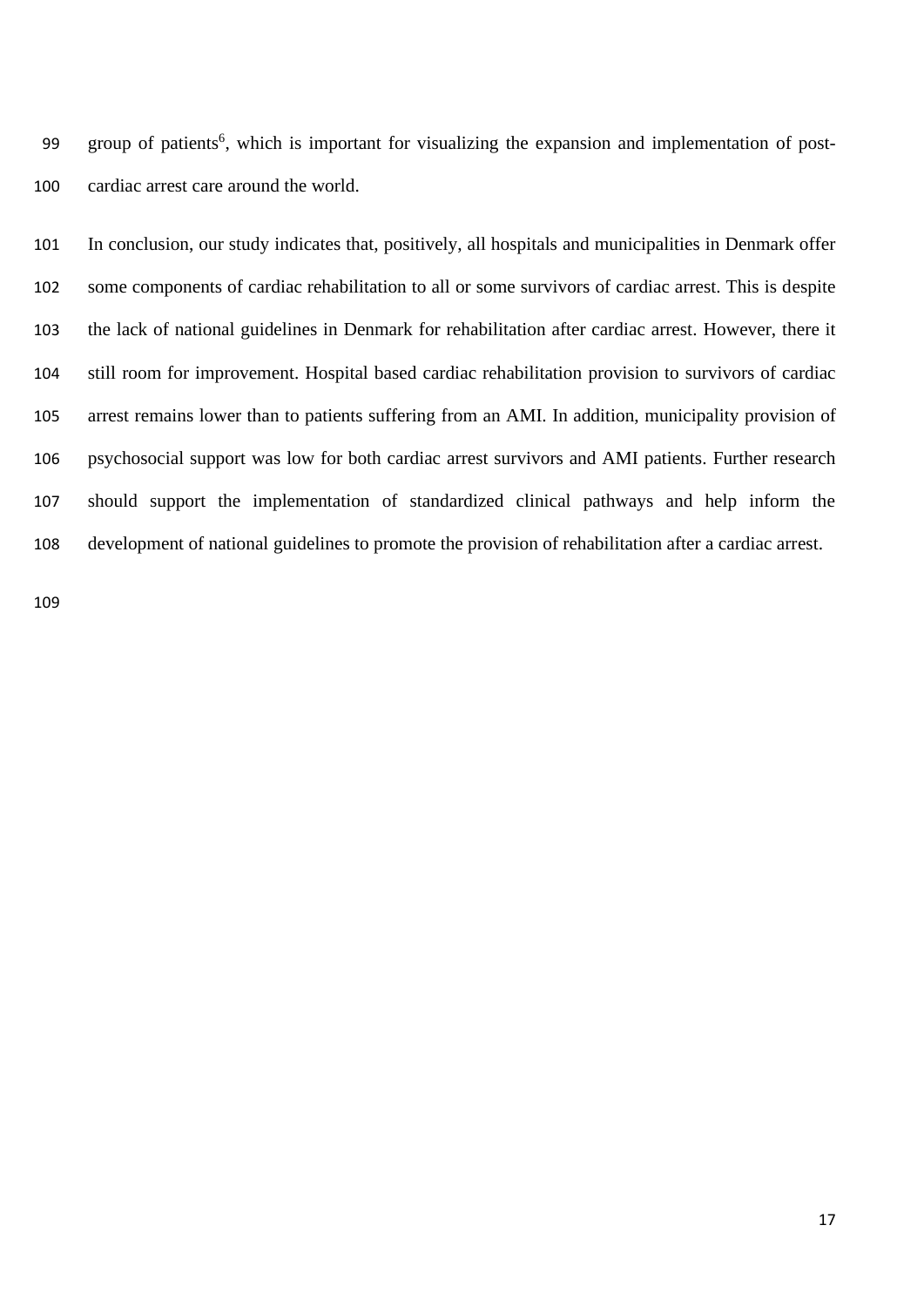group of patients[6], which is important for visualizing the expansion and implementation of post-cardiac arrest care around the world.

In conclusion, our study indicates that, positively, all hospitals and municipalities in Denmark offer some components of cardiac rehabilitation to all or some survivors of cardiac arrest. This is despite the lack of national guidelines in Denmark for rehabilitation after cardiac arrest. However, there it still room for improvement. Hospital based cardiac rehabilitation provision to survivors of cardiac arrest remains lower than to patients suffering from an AMI. In addition, municipality provision of psychosocial support was low for both cardiac arrest survivors and AMI patients. Further research should support the implementation of standardized clinical pathways and help inform the development of national guidelines to promote the provision of rehabilitation after a cardiac arrest.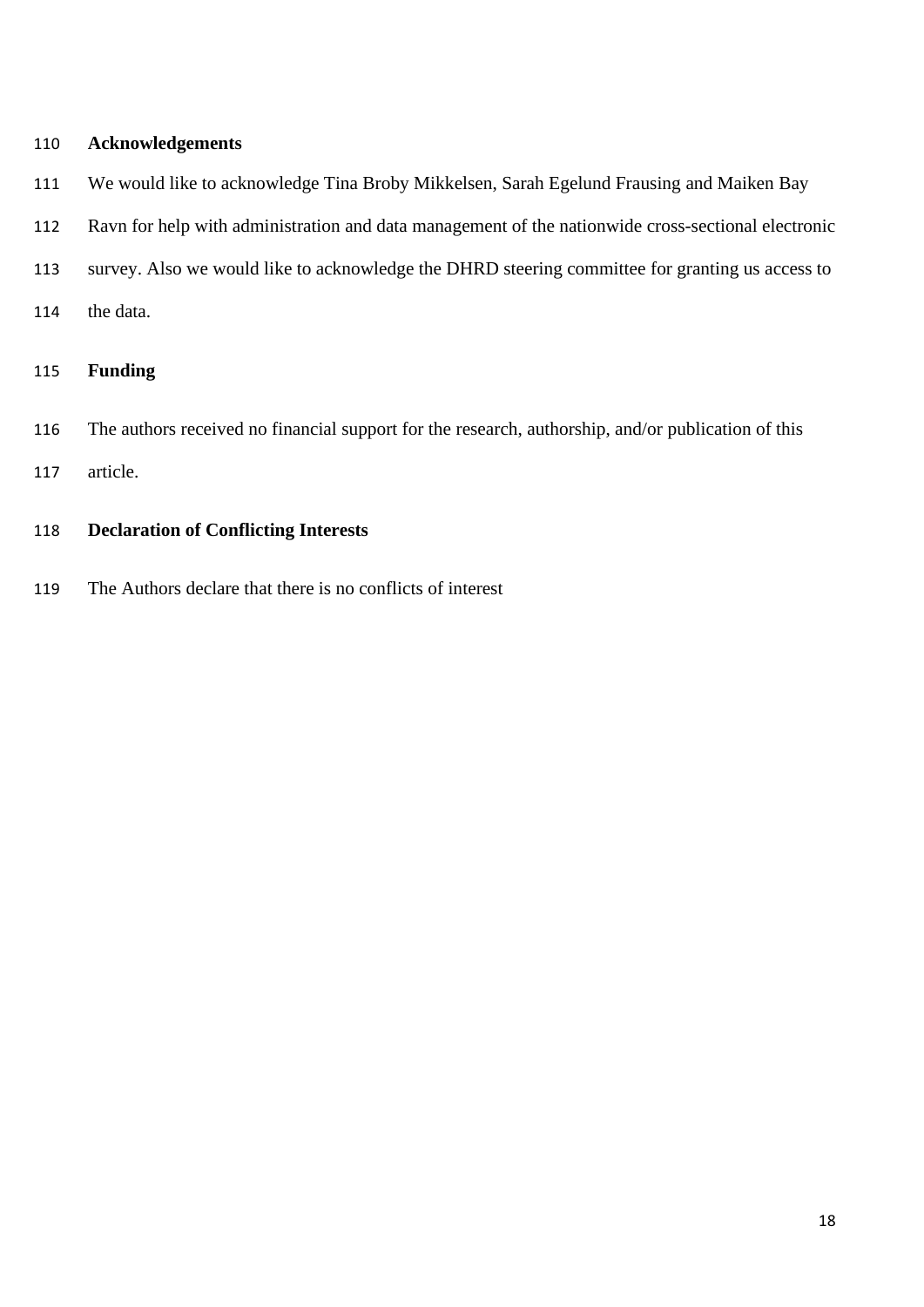## Acknowledgements

We would like to acknowledge Tina Broby Mikkelsen, Sarah Egelund Frausing and Maiken Bay Ravn for help with administration and data management of the nationwide cross-sectional electronic survey. Also we would like to acknowledge the DHRD steering committee for granting us access to the data.

## Funding

The authors received no financial support for the research, authorship, and/or publication of this article.

## Declaration of Conflicting Interests

The Authors declare that there is no conflicts of interest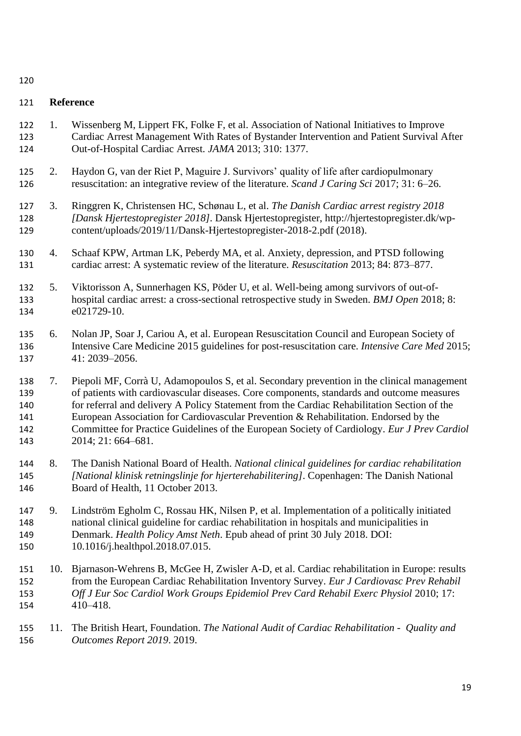## Reference

1. Wissenberg M, Lippert FK, Folke F, et al. Association of National Initiatives to Improve Cardiac Arrest Management With Rates of Bystander Intervention and Patient Survival After Out-of-Hospital Cardiac Arrest. *JAMA* 2013; 310: 1377.

2. Haydon G, van der Riet P, Maguire J. Survivors' quality of life after cardiopulmonary resuscitation: an integrative review of the literature. *Scand J Caring Sci* 2017; 31: 6–26.

3. Ringgren K, Christensen HC, Schønau L, et al. *The Danish Cardiac arrest registry 2018 [Dansk Hjertestopregister 2018]*. Dansk Hjertestopregister, http://hjertestopregister.dk/wp-content/uploads/2019/11/Dansk-Hjertestopregister-2018-2.pdf (2018).

4. Schaaf KPW, Artman LK, Peberdy MA, et al. Anxiety, depression, and PTSD following cardiac arrest: A systematic review of the literature. *Resuscitation* 2013; 84: 873–877.

5. Viktorisson A, Sunnerhagen KS, Pöder U, et al. Well-being among survivors of out-of-hospital cardiac arrest: a cross-sectional retrospective study in Sweden. *BMJ Open* 2018; 8: e021729-10.

6. Nolan JP, Soar J, Cariou A, et al. European Resuscitation Council and European Society of Intensive Care Medicine 2015 guidelines for post-resuscitation care. *Intensive Care Med* 2015; 41: 2039–2056.

7. Piepoli MF, Corrà U, Adamopoulos S, et al. Secondary prevention in the clinical management of patients with cardiovascular diseases. Core components, standards and outcome measures for referral and delivery A Policy Statement from the Cardiac Rehabilitation Section of the European Association for Cardiovascular Prevention & Rehabilitation. Endorsed by the Committee for Practice Guidelines of the European Society of Cardiology. *Eur J Prev Cardiol* 2014; 21: 664–681.

8. The Danish National Board of Health. *National clinical guidelines for cardiac rehabilitation [National klinisk retningslinje for hjerterehabilitering]*. Copenhagen: The Danish National Board of Health, 11 October 2013.

9. Lindström Egholm C, Rossau HK, Nilsen P, et al. Implementation of a politically initiated national clinical guideline for cardiac rehabilitation in hospitals and municipalities in Denmark. *Health Policy Amst Neth*. Epub ahead of print 30 July 2018. DOI: 10.1016/j.healthpol.2018.07.015.

10. Bjarnason-Wehrens B, McGee H, Zwisler A-D, et al. Cardiac rehabilitation in Europe: results from the European Cardiac Rehabilitation Inventory Survey. *Eur J Cardiovasc Prev Rehabil Off J Eur Soc Cardiol Work Groups Epidemiol Prev Card Rehabil Exerc Physiol* 2010; 17: 410–418.

11. The British Heart, Foundation. *The National Audit of Cardiac Rehabilitation - Quality and Outcomes Report 2019*. 2019.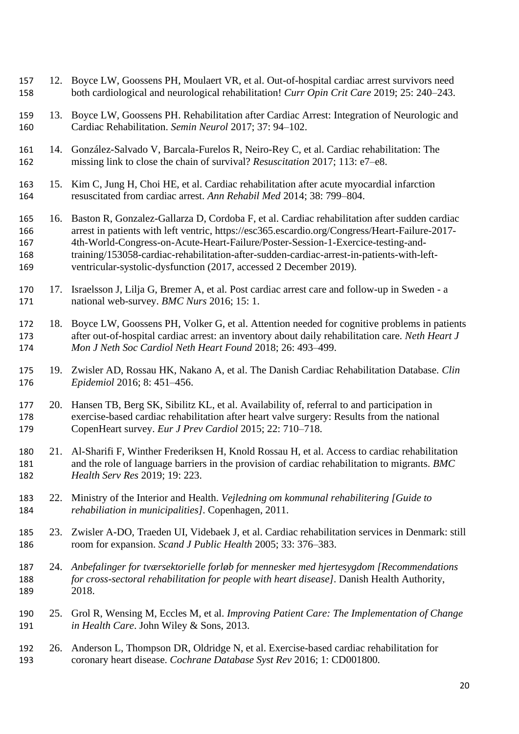12. Boyce LW, Goossens PH, Moulaert VR, et al. Out-of-hospital cardiac arrest survivors need both cardiological and neurological rehabilitation! *Curr Opin Crit Care* 2019; 25: 240–243.
13. Boyce LW, Goossens PH. Rehabilitation after Cardiac Arrest: Integration of Neurologic and Cardiac Rehabilitation. *Semin Neurol* 2017; 37: 94–102.
14. González-Salvado V, Barcala-Furelos R, Neiro-Rey C, et al. Cardiac rehabilitation: The missing link to close the chain of survival? *Resuscitation* 2017; 113: e7–e8.
15. Kim C, Jung H, Choi HE, et al. Cardiac rehabilitation after acute myocardial infarction resuscitated from cardiac arrest. *Ann Rehabil Med* 2014; 38: 799–804.
16. Baston R, Gonzalez-Gallarza D, Cordoba F, et al. Cardiac rehabilitation after sudden cardiac arrest in patients with left ventric, https://esc365.escardio.org/Congress/Heart-Failure-2017-4th-World-Congress-on-Acute-Heart-Failure/Poster-Session-1-Exercice-testing-and-training/153058-cardiac-rehabilitation-after-sudden-cardiac-arrest-in-patients-with-left-ventricular-systolic-dysfunction (2017, accessed 2 December 2019).
17. Israelsson J, Lilja G, Bremer A, et al. Post cardiac arrest care and follow-up in Sweden - a national web-survey. *BMC Nurs* 2016; 15: 1.
18. Boyce LW, Goossens PH, Volker G, et al. Attention needed for cognitive problems in patients after out-of-hospital cardiac arrest: an inventory about daily rehabilitation care. *Neth Heart J Mon J Neth Soc Cardiol Neth Heart Found* 2018; 26: 493–499.
19. Zwisler AD, Rossau HK, Nakano A, et al. The Danish Cardiac Rehabilitation Database. *Clin Epidemiol* 2016; 8: 451–456.
20. Hansen TB, Berg SK, Sibilitz KL, et al. Availability of, referral to and participation in exercise-based cardiac rehabilitation after heart valve surgery: Results from the national CopenHeart survey. *Eur J Prev Cardiol* 2015; 22: 710–718.
21. Al-Sharifi F, Winther Frederiksen H, Knold Rossau H, et al. Access to cardiac rehabilitation and the role of language barriers in the provision of cardiac rehabilitation to migrants. *BMC Health Serv Res* 2019; 19: 223.
22. Ministry of the Interior and Health. *Vejledning om kommunal rehabilitering [Guide to rehabiliation in municipalities]*. Copenhagen, 2011.
23. Zwisler A-DO, Traeden UI, Videbaek J, et al. Cardiac rehabilitation services in Denmark: still room for expansion. *Scand J Public Health* 2005; 33: 376–383.
24. *Anbefalinger for tværsektorielle forløb for mennesker med hjertesygdom [Recommendations for cross-sectoral rehabilitation for people with heart disease]*. Danish Health Authority, 2018.
25. Grol R, Wensing M, Eccles M, et al. *Improving Patient Care: The Implementation of Change in Health Care*. John Wiley & Sons, 2013.
26. Anderson L, Thompson DR, Oldridge N, et al. Exercise-based cardiac rehabilitation for coronary heart disease. *Cochrane Database Syst Rev* 2016; 1: CD001800.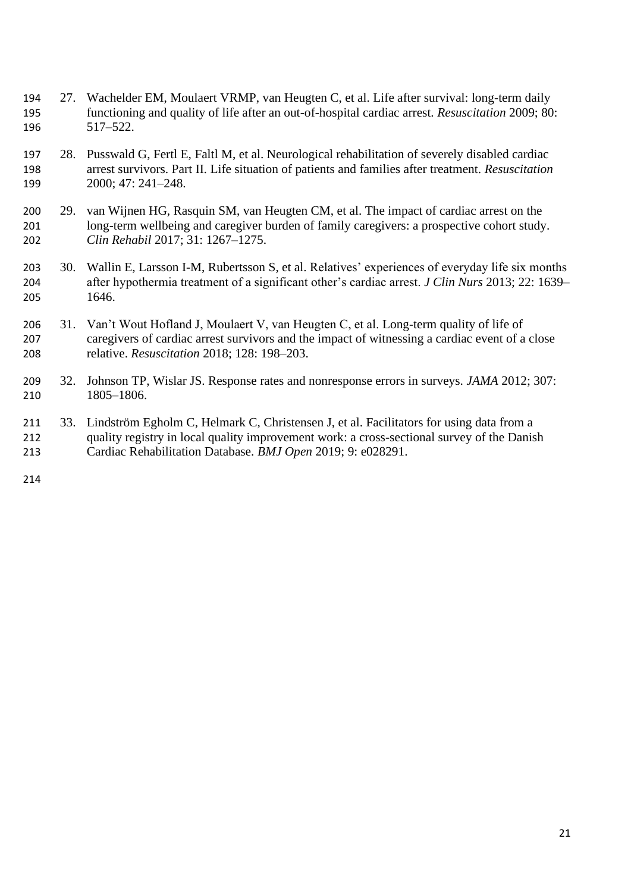27. Wachelder EM, Moulaert VRMP, van Heugten C, et al. Life after survival: long-term daily functioning and quality of life after an out-of-hospital cardiac arrest. *Resuscitation* 2009; 80: 517–522.

28. Pusswald G, Fertl E, Faltl M, et al. Neurological rehabilitation of severely disabled cardiac arrest survivors. Part II. Life situation of patients and families after treatment. *Resuscitation* 2000; 47: 241–248.

29. van Wijnen HG, Rasquin SM, van Heugten CM, et al. The impact of cardiac arrest on the long-term wellbeing and caregiver burden of family caregivers: a prospective cohort study. *Clin Rehabil* 2017; 31: 1267–1275.

30. Wallin E, Larsson I-M, Rubertsson S, et al. Relatives' experiences of everyday life six months after hypothermia treatment of a significant other's cardiac arrest. *J Clin Nurs* 2013; 22: 1639–1646.

31. Van't Wout Hofland J, Moulaert V, van Heugten C, et al. Long-term quality of life of caregivers of cardiac arrest survivors and the impact of witnessing a cardiac event of a close relative. *Resuscitation* 2018; 128: 198–203.

32. Johnson TP, Wislar JS. Response rates and nonresponse errors in surveys. *JAMA* 2012; 307: 1805–1806.

33. Lindström Egholm C, Helmark C, Christensen J, et al. Facilitators for using data from a quality registry in local quality improvement work: a cross-sectional survey of the Danish Cardiac Rehabilitation Database. *BMJ Open* 2019; 9: e028291.